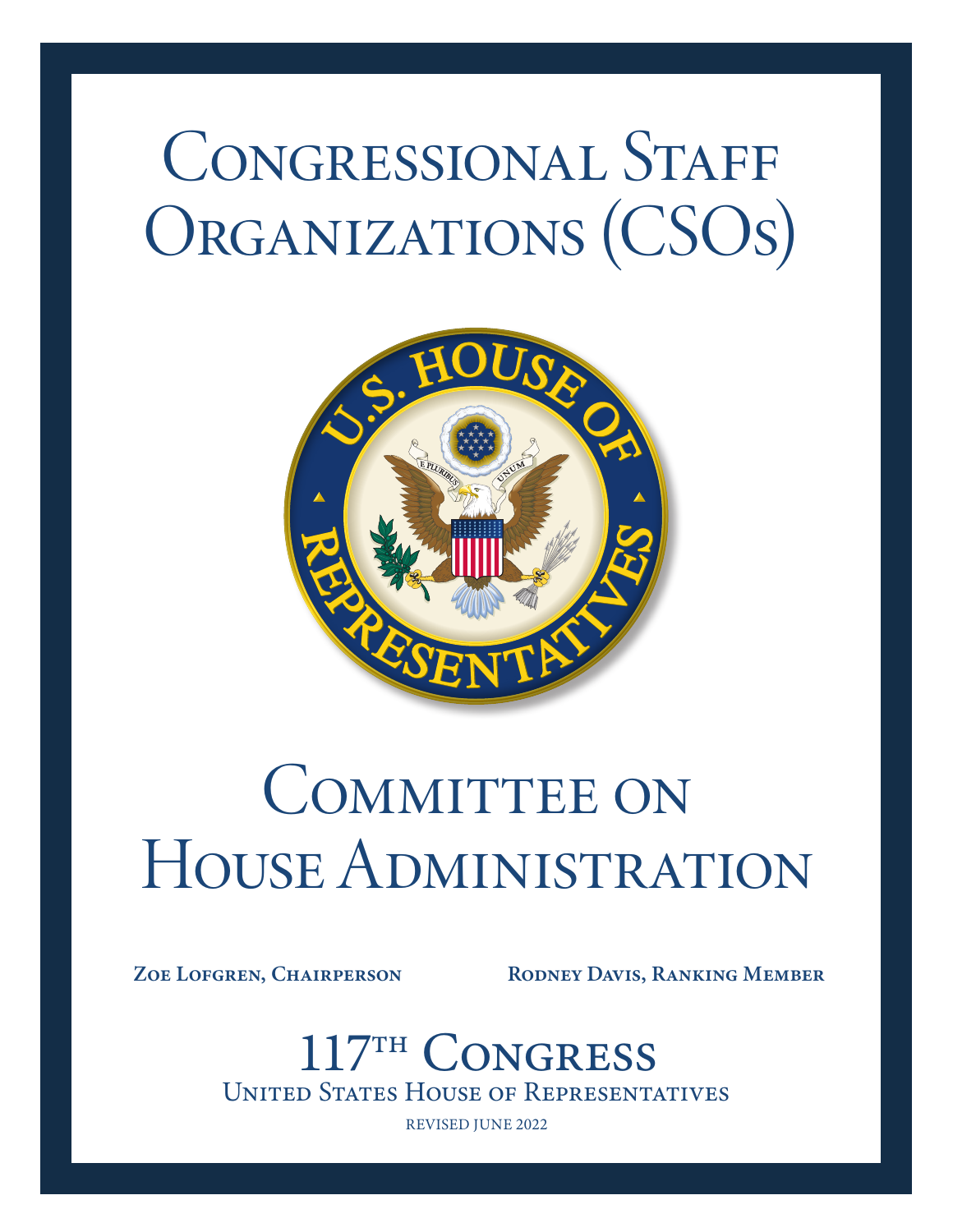# Congressional Staff Organizations (CSOs)

# Committee on House Administration

**Zoe Lofgren, Chairperson** **Rodney Davis, Ranking Member**

## 117th Congress

United States House of Representatives

REVISED JUNE 2022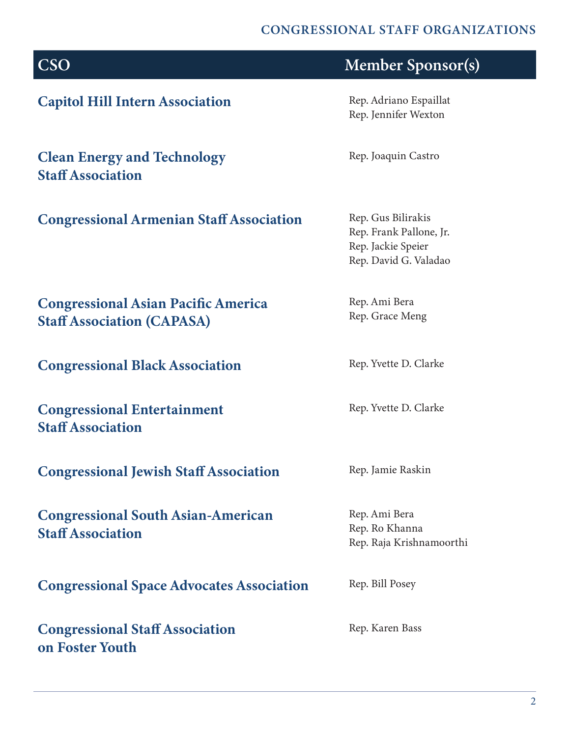| CSO | Member Sponsor(s) |
| --- | --- |
| **Capitol Hill Intern Association** | Rep. Adriano Espaillat<br>Rep. Jennifer Wexton |
| **Clean Energy and Technology Staff Association** | Rep. Joaquin Castro |
| **Congressional Armenian Staff Association** | Rep. Gus Bilirakis<br>Rep. Frank Pallone, Jr.<br>Rep. Jackie Speier<br>Rep. David G. Valadao |
| **Congressional Asian Pacific America Staff Association (CAPASA)** | Rep. Ami Bera<br>Rep. Grace Meng |
| **Congressional Black Association** | Rep. Yvette D. Clarke |
| **Congressional Entertainment Staff Association** | Rep. Yvette D. Clarke |
| **Congressional Jewish Staff Association** | Rep. Jamie Raskin |
| **Congressional South Asian-American Staff Association** | Rep. Ami Bera<br>Rep. Ro Khanna<br>Rep. Raja Krishnamoorthi |
| **Congressional Space Advocates Association** | Rep. Bill Posey |
| **Congressional Staff Association on Foster Youth** | Rep. Karen Bass |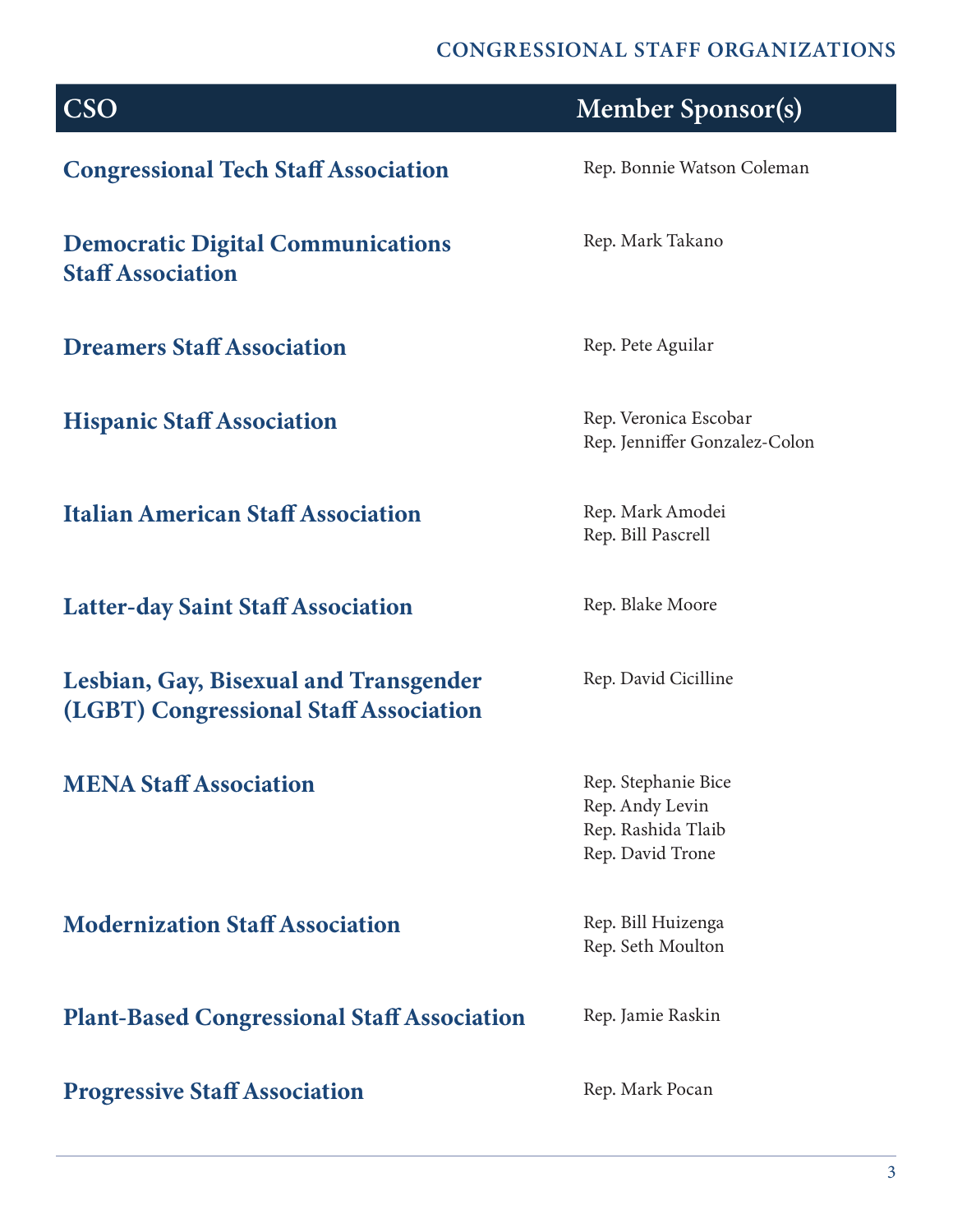## CONGRESSIONAL STAFF ORGANIZATIONS

| CSO | Member Sponsor(s) |
|---|---|
| **Congressional Tech Staff Association** | Rep. Bonnie Watson Coleman |
| **Democratic Digital Communications Staff Association** | Rep. Mark Takano |
| **Dreamers Staff Association** | Rep. Pete Aguilar |
| **Hispanic Staff Association** | Rep. Veronica Escobar<br>Rep. Jenniffer Gonzalez-Colon |
| **Italian American Staff Association** | Rep. Mark Amodei<br>Rep. Bill Pascrell |
| **Latter-day Saint Staff Association** | Rep. Blake Moore |
| **Lesbian, Gay, Bisexual and Transgender (LGBT) Congressional Staff Association** | Rep. David Cicilline |
| **MENA Staff Association** | Rep. Stephanie Bice<br>Rep. Andy Levin<br>Rep. Rashida Tlaib<br>Rep. David Trone |
| **Modernization Staff Association** | Rep. Bill Huizenga<br>Rep. Seth Moulton |
| **Plant-Based Congressional Staff Association** | Rep. Jamie Raskin |
| **Progressive Staff Association** | Rep. Mark Pocan |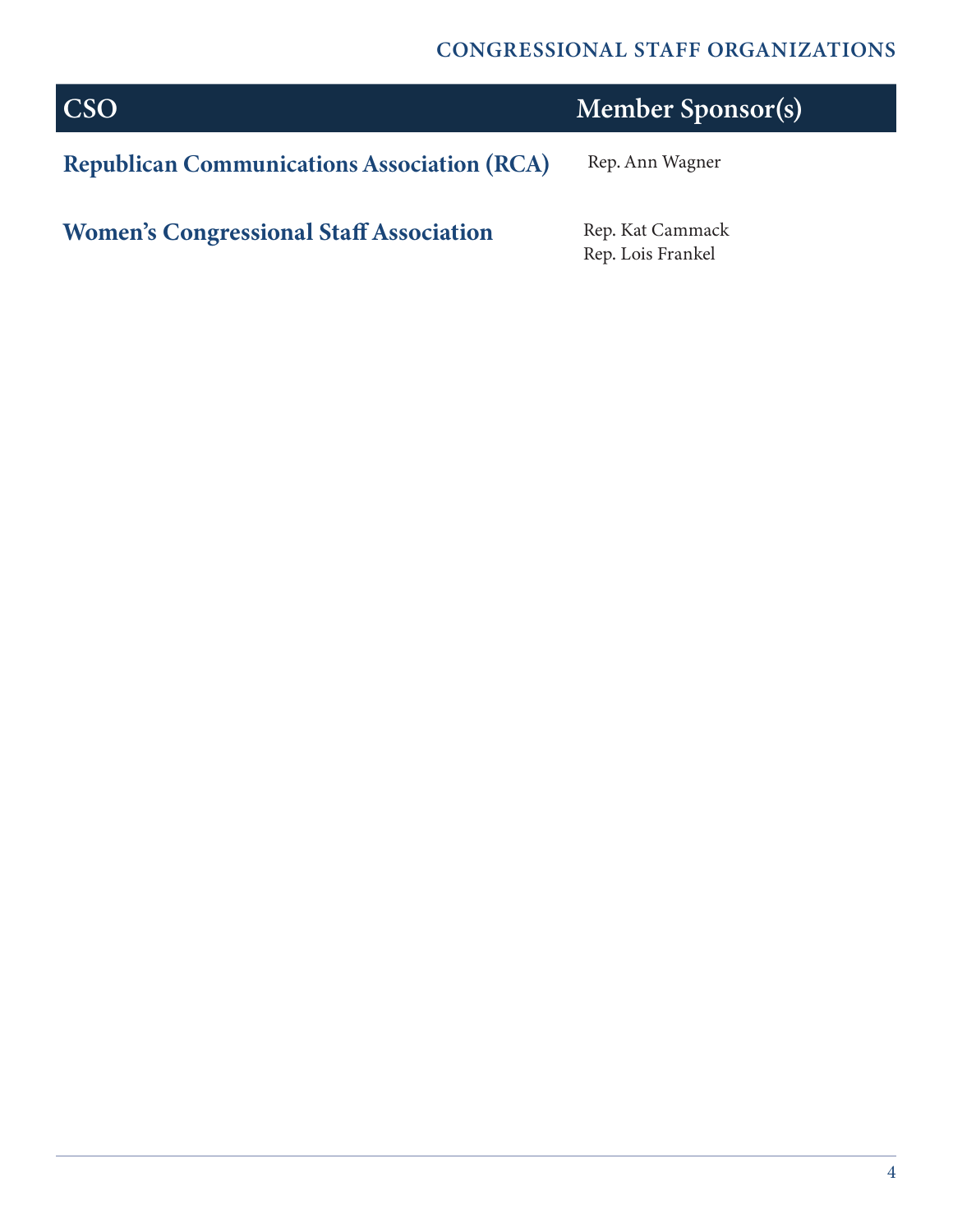| CSO | Member Sponsor(s) |
| --- | --- |
| **Republican Communications Association (RCA)** | Rep. Ann Wagner |
| **Women's Congressional Staff Association** | Rep. Kat Cammack<br>Rep. Lois Frankel |